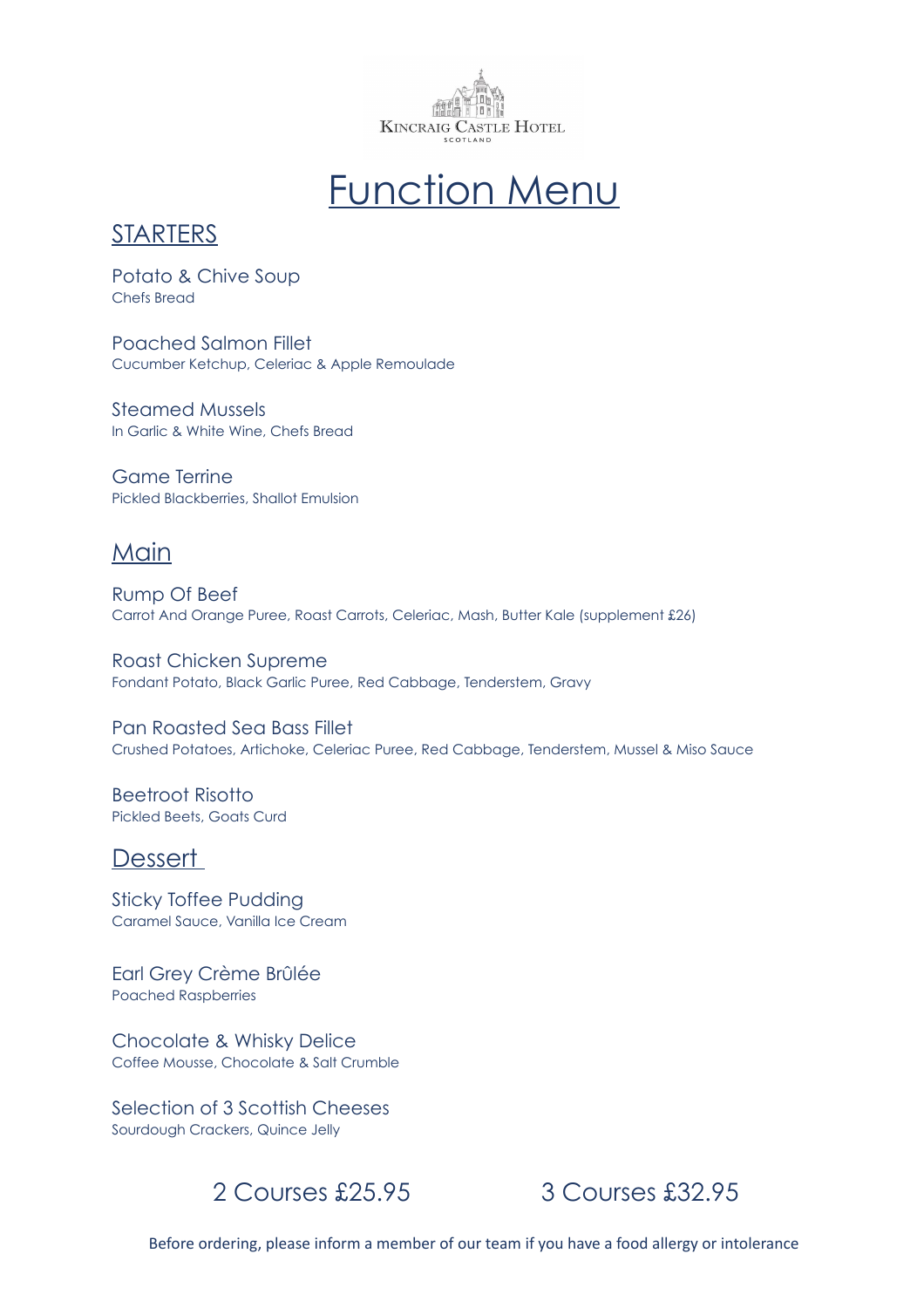Kincraig Castle Hotel
Scotland

# Function Menu

## STARTERS

Potato & Chive Soup
Chefs Bread

Poached Salmon Fillet
Cucumber Ketchup, Celeriac & Apple Remoulade

Steamed Mussels
In Garlic & White Wine, Chefs Bread

Game Terrine
Pickled Blackberries, Shallot Emulsion

## Main

Rump Of Beef
Carrot And Orange Puree, Roast Carrots, Celeriac, Mash, Butter Kale (supplement £26)

Roast Chicken Supreme
Fondant Potato, Black Garlic Puree, Red Cabbage, Tenderstem, Gravy

Pan Roasted Sea Bass Fillet
Crushed Potatoes, Artichoke, Celeriac Puree, Red Cabbage, Tenderstem, Mussel & Miso Sauce

Beetroot Risotto
Pickled Beets, Goats Curd

## Dessert

Sticky Toffee Pudding
Caramel Sauce, Vanilla Ice Cream

Earl Grey Crème Brûlée
Poached Raspberries

Chocolate & Whisky Delice
Coffee Mousse, Chocolate & Salt Crumble

Selection of 3 Scottish Cheeses
Sourdough Crackers, Quince Jelly

2 Courses £25.95 3 Courses £32.95

Before ordering, please inform a member of our team if you have a food allergy or intolerance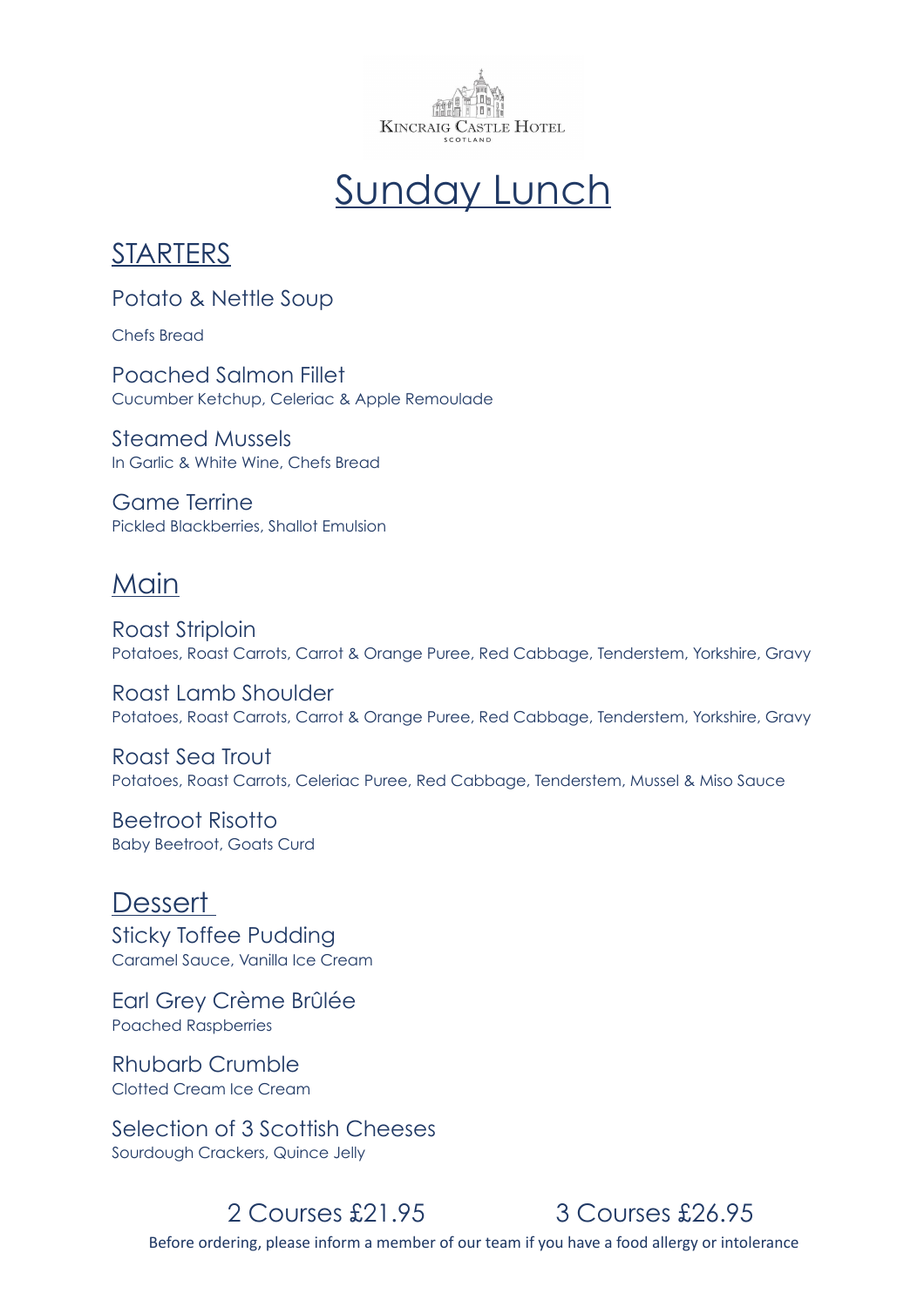Kincraig Castle Hotel
Scotland

# Sunday Lunch

## STARTERS

### Potato & Nettle Soup

Chefs Bread

### Poached Salmon Fillet

Cucumber Ketchup, Celeriac & Apple Remoulade

### Steamed Mussels

In Garlic & White Wine, Chefs Bread

### Game Terrine

Pickled Blackberries, Shallot Emulsion

## Main

### Roast Striploin

Potatoes, Roast Carrots, Carrot & Orange Puree, Red Cabbage, Tenderstem, Yorkshire, Gravy

### Roast Lamb Shoulder

Potatoes, Roast Carrots, Carrot & Orange Puree, Red Cabbage, Tenderstem, Yorkshire, Gravy

### Roast Sea Trout

Potatoes, Roast Carrots, Celeriac Puree, Red Cabbage, Tenderstem, Mussel & Miso Sauce

### Beetroot Risotto

Baby Beetroot, Goats Curd

## Dessert

### Sticky Toffee Pudding

Caramel Sauce, Vanilla Ice Cream

### Earl Grey Crème Brûlée

Poached Raspberries

### Rhubarb Crumble

Clotted Cream Ice Cream

### Selection of 3 Scottish Cheeses

Sourdough Crackers, Quince Jelly

2 Courses £21.95 | 3 Courses £26.95

Before ordering, please inform a member of our team if you have a food allergy or intolerance